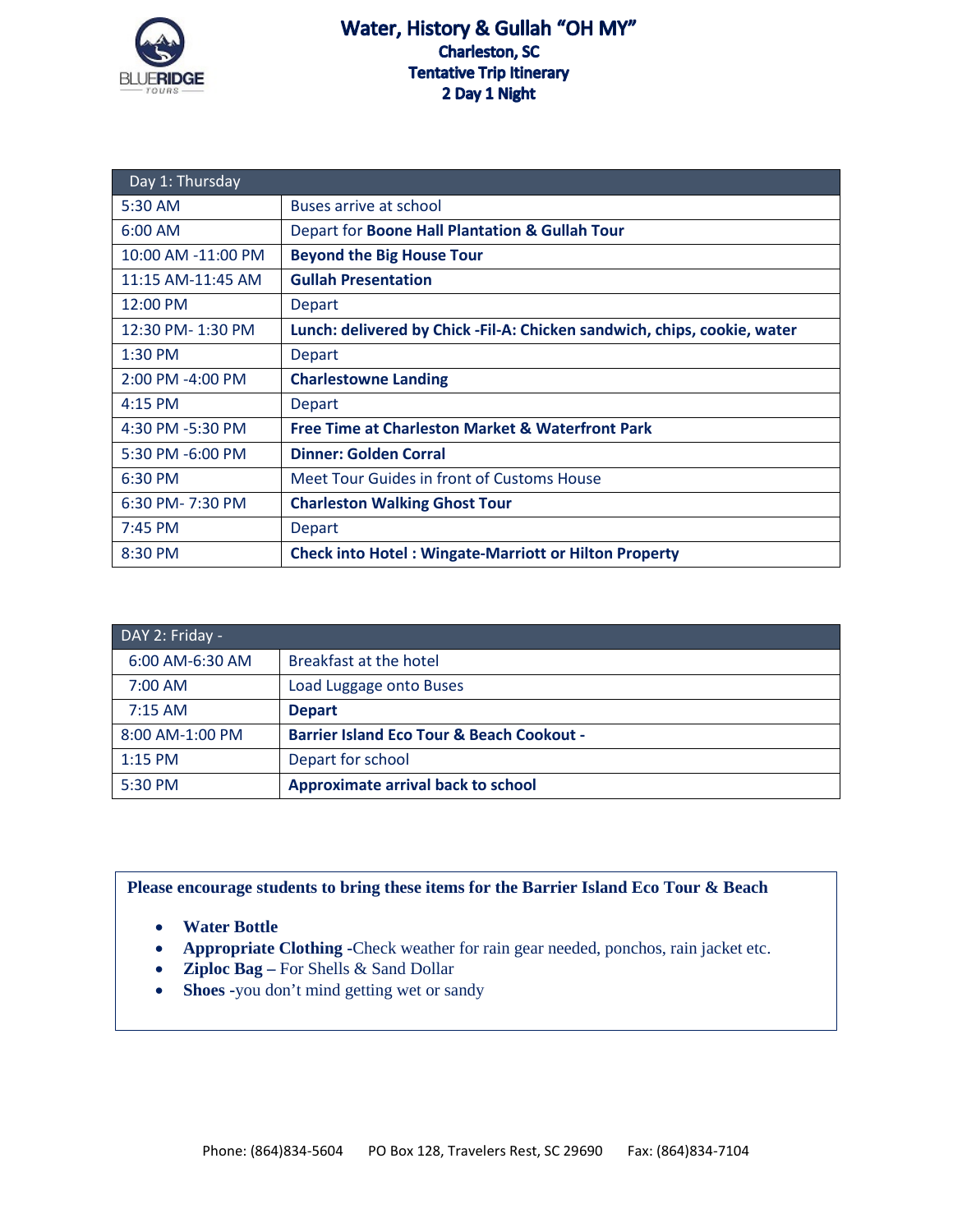# Water, History & Gullah "OH MY"

## Charleston, SC

## Tentative Trip Itinerary

## 2 Day 1 Night

| Day 1: Thursday | |
|---|---|
| 5:30 AM | Buses arrive at school |
| 6:00 AM | Depart for **Boone Hall Plantation & Gullah Tour** |
| 10:00 AM -11:00 PM | **Beyond the Big House Tour** |
| 11:15 AM-11:45 AM | **Gullah Presentation** |
| 12:00 PM | Depart |
| 12:30 PM- 1:30 PM | **Lunch: delivered by Chick -Fil-A: Chicken sandwich, chips, cookie, water** |
| 1:30 PM | Depart |
| 2:00 PM -4:00 PM | **Charlestowne Landing** |
| 4:15 PM | Depart |
| 4:30 PM -5:30 PM | **Free Time at Charleston Market & Waterfront Park** |
| 5:30 PM -6:00 PM | **Dinner: Golden Corral** |
| 6:30 PM | Meet Tour Guides in front of Customs House |
| 6:30 PM- 7:30 PM | **Charleston Walking Ghost Tour** |
| 7:45 PM | Depart |
| 8:30 PM | **Check into Hotel : Wingate-Marriott or Hilton Property** |

| DAY 2: Friday - | |
|---|---|
| 6:00 AM-6:30 AM | Breakfast at the hotel |
| 7:00 AM | Load Luggage onto Buses |
| 7:15 AM | **Depart** |
| 8:00 AM-1:00 PM | **Barrier Island Eco Tour & Beach Cookout -** |
| 1:15 PM | Depart for school |
| 5:30 PM | **Approximate arrival back to school** |

**Please encourage students to bring these items for the Barrier Island Eco Tour & Beach**

- **Water Bottle**
- **Appropriate Clothing** -Check weather for rain gear needed, ponchos, rain jacket etc.
- **Ziploc Bag –** For Shells & Sand Dollar
- **Shoes** -you don't mind getting wet or sandy

Phone: (864)834-5604 PO Box 128, Travelers Rest, SC 29690 Fax: (864)834-7104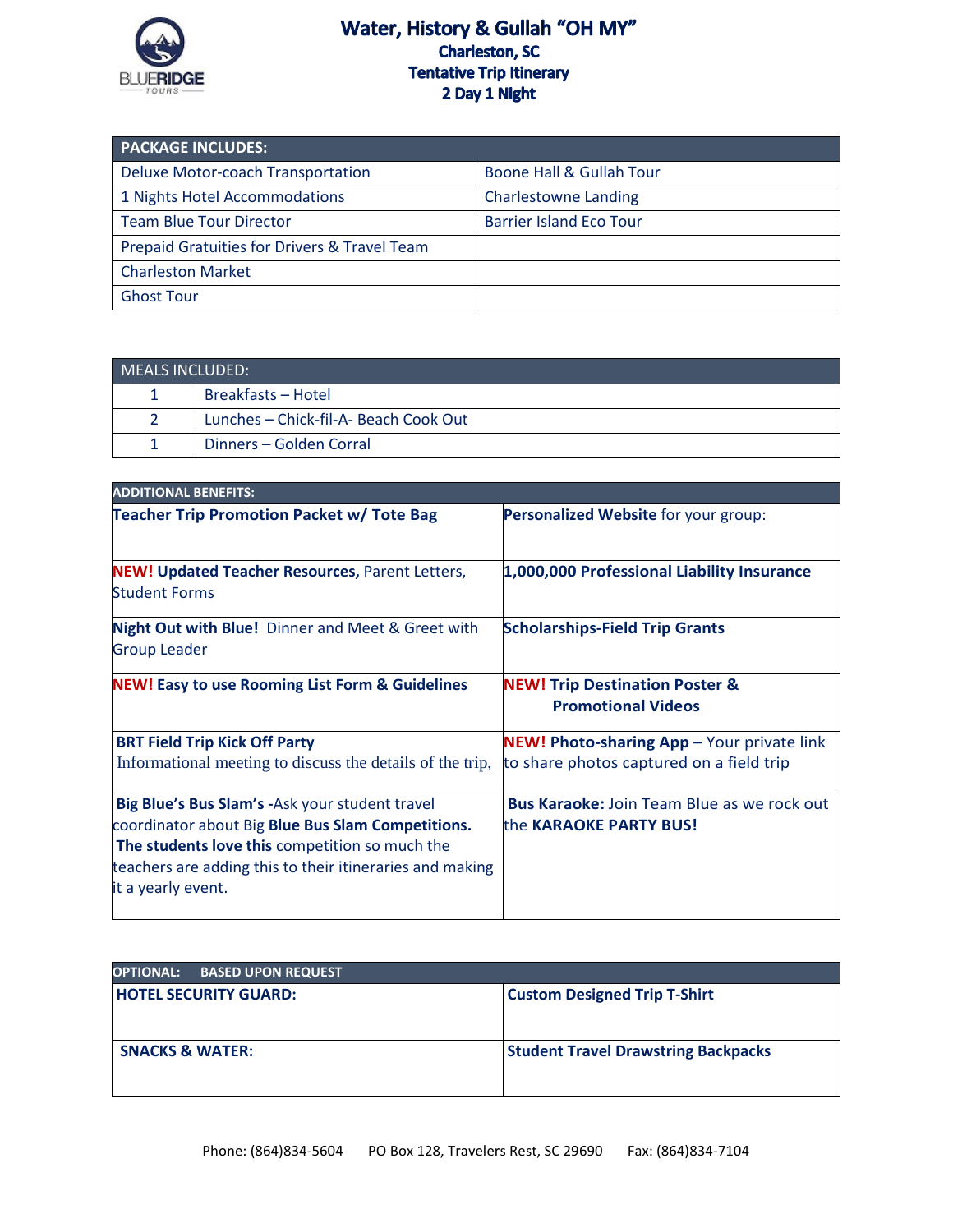# Water, History & Gullah "OH MY"

## Charleston, SC

### Tentative Trip Itinerary

### 2 Day 1 Night

| PACKAGE INCLUDES: | |
|---|---|
| Deluxe Motor-coach Transportation | Boone Hall & Gullah Tour |
| 1 Nights Hotel Accommodations | Charlestowne Landing |
| Team Blue Tour Director | Barrier Island Eco Tour |
| Prepaid Gratuities for Drivers & Travel Team | |
| Charleston Market | |
| Ghost Tour | |

| MEALS INCLUDED: | |
|---|---|
| 1 | Breakfasts – Hotel |
| 2 | Lunches – Chick-fil-A- Beach Cook Out |
| 1 | Dinners – Golden Corral |

| ADDITIONAL BENEFITS: | |
|---|---|
| **Teacher Trip Promotion Packet w/ Tote Bag** | **Personalized Website** for your group: |
| **NEW! Updated Teacher Resources,** Parent Letters, Student Forms | **1,000,000 Professional Liability Insurance** |
| **Night Out with Blue!** Dinner and Meet & Greet with Group Leader | **Scholarships-Field Trip Grants** |
| **NEW! Easy to use Rooming List Form & Guidelines** | **NEW! Trip Destination Poster & Promotional Videos** |
| **BRT Field Trip Kick Off Party** Informational meeting to discuss the details of the trip, | **NEW! Photo-sharing App –** Your private link to share photos captured on a field trip |
| **Big Blue's Bus Slam's -**Ask your student travel coordinator about Big **Blue Bus Slam Competitions. The students love this** competition so much the teachers are adding this to their itineraries and making it a yearly event. | **Bus Karaoke:** Join Team Blue as we rock out the **KARAOKE PARTY BUS!** |

| OPTIONAL: BASED UPON REQUEST | |
|---|---|
| **HOTEL SECURITY GUARD:** | **Custom Designed Trip T-Shirt** |
| **SNACKS & WATER:** | **Student Travel Drawstring Backpacks** |

Phone: (864)834-5604 PO Box 128, Travelers Rest, SC 29690 Fax: (864)834-7104